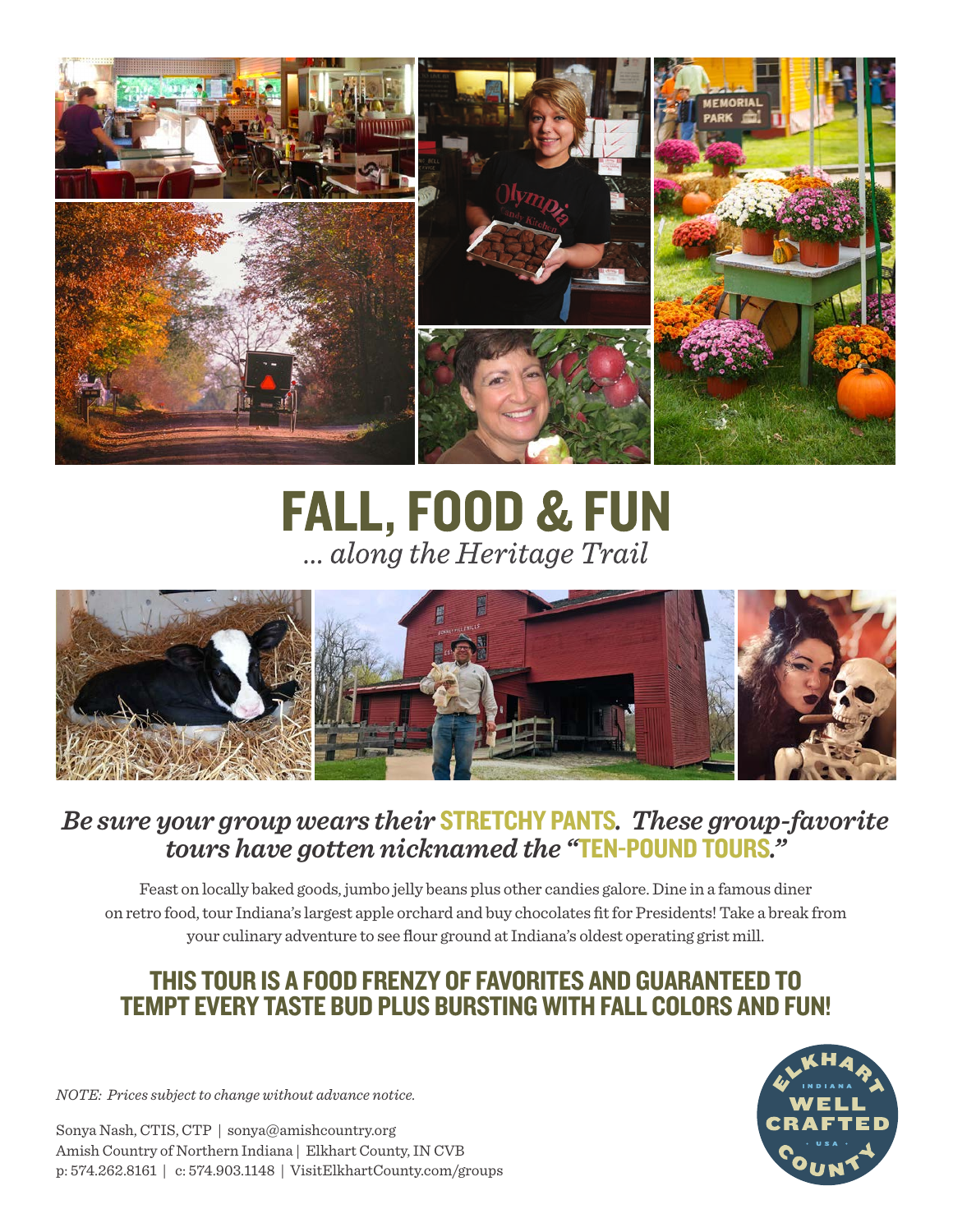# FALL, FOOD & FUN

*... along the Heritage Trail*

***Be sure your group wears their* STRETCHY PANTS*. These group-favorite tours have gotten nicknamed the "*TEN-POUND TOURS*."***

Feast on locally baked goods, jumbo jelly beans plus other candies galore. Dine in a famous diner on retro food, tour Indiana's largest apple orchard and buy chocolates fit for Presidents! Take a break from your culinary adventure to see flour ground at Indiana's oldest operating grist mill.

## THIS TOUR IS A FOOD FRENZY OF FAVORITES AND GUARANTEED TO TEMPT EVERY TASTE BUD PLUS BURSTING WITH FALL COLORS AND FUN!

*NOTE: Prices subject to change without advance notice.*

Sonya Nash, CTIS, CTP | sonya@amishcountry.org
Amish Country of Northern Indiana | Elkhart County, IN CVB
p: 574.262.8161 | c: 574.903.1148 | VisitElkhartCounty.com/groups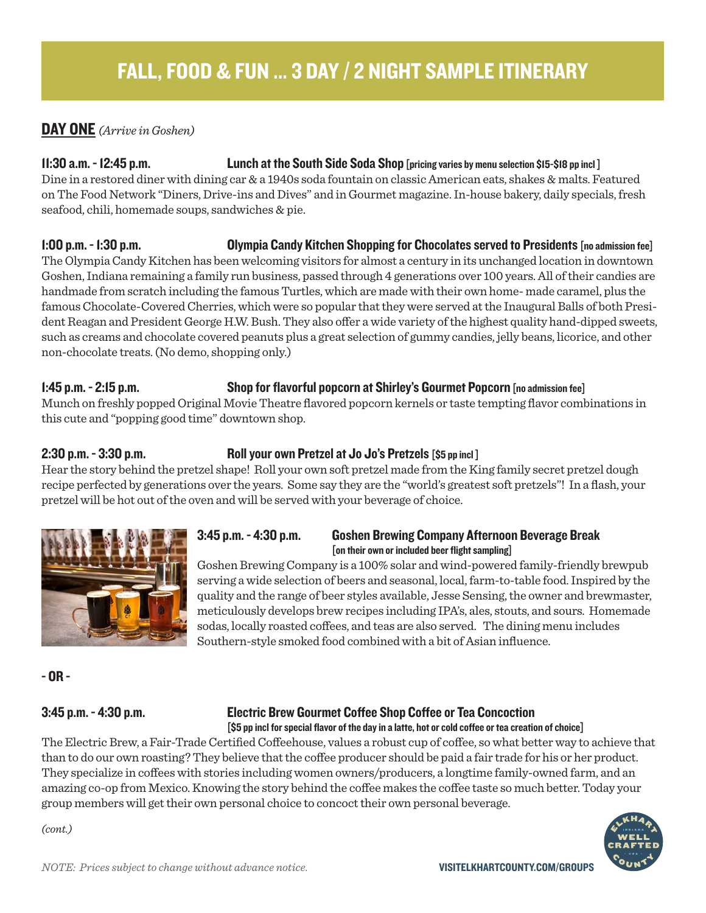# FALL, FOOD & FUN ... 3 DAY / 2 NIGHT SAMPLE ITINERARY

## DAY ONE *(Arrive in Goshen)*

**11:30 a.m. - 12:45 p.m.** **Lunch at the South Side Soda Shop** [pricing varies by menu selection $15-$18 pp incl ]

Dine in a restored diner with dining car & a 1940s soda fountain on classic American eats, shakes & malts. Featured on The Food Network "Diners, Drive-ins and Dives" and in Gourmet magazine. In-house bakery, daily specials, fresh seafood, chili, homemade soups, sandwiches & pie.

**1:00 p.m. - 1:30 p.m.** **Olympia Candy Kitchen Shopping for Chocolates served to Presidents** [no admission fee]

The Olympia Candy Kitchen has been welcoming visitors for almost a century in its unchanged location in downtown Goshen, Indiana remaining a family run business, passed through 4 generations over 100 years. All of their candies are handmade from scratch including the famous Turtles, which are made with their own home- made caramel, plus the famous Chocolate-Covered Cherries, which were so popular that they were served at the Inaugural Balls of both President Reagan and President George H.W. Bush. They also offer a wide variety of the highest quality hand-dipped sweets, such as creams and chocolate covered peanuts plus a great selection of gummy candies, jelly beans, licorice, and other non-chocolate treats. (No demo, shopping only.)

**1:45 p.m. - 2:15 p.m.** **Shop for flavorful popcorn at Shirley's Gourmet Popcorn** [no admission fee]

Munch on freshly popped Original Movie Theatre flavored popcorn kernels or taste tempting flavor combinations in this cute and "popping good time" downtown shop.

**2:30 p.m. - 3:30 p.m.** **Roll your own Pretzel at Jo Jo's Pretzels** [$5 pp incl ]

Hear the story behind the pretzel shape! Roll your own soft pretzel made from the King family secret pretzel dough recipe perfected by generations over the years. Some say they are the "world's greatest soft pretzels"! In a flash, your pretzel will be hot out of the oven and will be served with your beverage of choice.

**3:45 p.m. - 4:30 p.m.** **Goshen Brewing Company Afternoon Beverage Break** [on their own or included beer flight sampling]

Goshen Brewing Company is a 100% solar and wind-powered family-friendly brewpub serving a wide selection of beers and seasonal, local, farm-to-table food. Inspired by the quality and the range of beer styles available, Jesse Sensing, the owner and brewmaster, meticulously develops brew recipes including IPA's, ales, stouts, and sours. Homemade sodas, locally roasted coffees, and teas are also served. The dining menu includes Southern-style smoked food combined with a bit of Asian influence.

**- OR -**

**3:45 p.m. - 4:30 p.m.** **Electric Brew Gourmet Coffee Shop Coffee or Tea Concoction** [$5 pp incl for special flavor of the day in a latte, hot or cold coffee or tea creation of choice]

The Electric Brew, a Fair-Trade Certified Coffeehouse, values a robust cup of coffee, so what better way to achieve that than to do our own roasting? They believe that the coffee producer should be paid a fair trade for his or her product. They specialize in coffees with stories including women owners/producers, a longtime family-owned farm, and an amazing co-op from Mexico. Knowing the story behind the coffee makes the coffee taste so much better. Today your group members will get their own personal choice to concoct their own personal beverage.

*(cont.)*

*NOTE: Prices subject to change without advance notice.*

**VISITELKHARTCOUNTY.COM/GROUPS**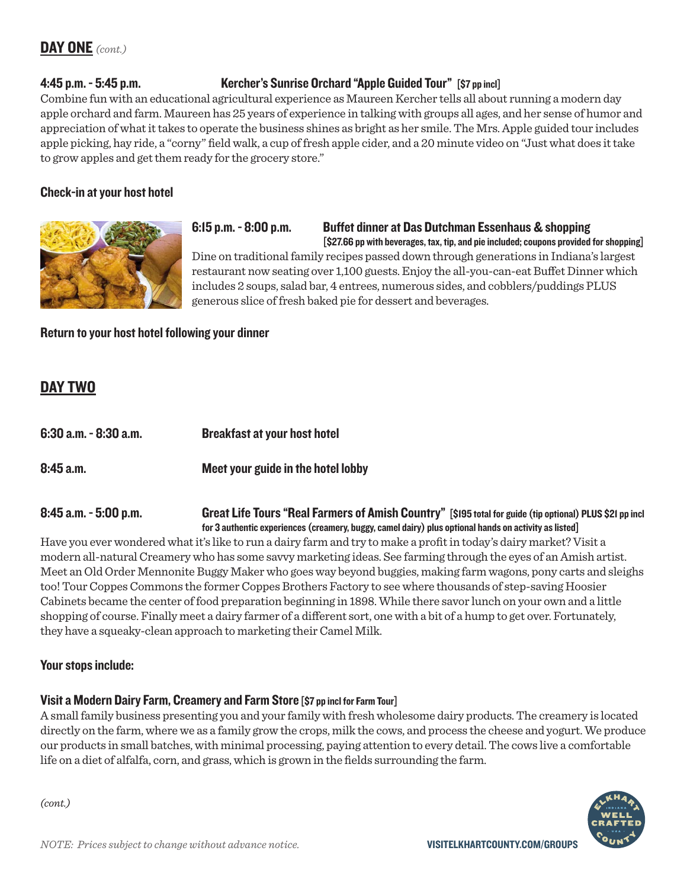## DAY ONE *(cont.)*

**4:45 p.m. - 5:45 p.m.** **Kercher's Sunrise Orchard "Apple Guided Tour"** **[$7 pp incl]**

Combine fun with an educational agricultural experience as Maureen Kercher tells all about running a modern day apple orchard and farm. Maureen has 25 years of experience in talking with groups all ages, and her sense of humor and appreciation of what it takes to operate the business shines as bright as her smile. The Mrs. Apple guided tour includes apple picking, hay ride, a "corny" field walk, a cup of fresh apple cider, and a 20 minute video on "Just what does it take to grow apples and get them ready for the grocery store."

**Check-in at your host hotel**

**6:15 p.m. - 8:00 p.m.** **Buffet dinner at Das Dutchman Essenhaus & shopping**
**[$27.66 pp with beverages, tax, tip, and pie included; coupons provided for shopping]**

Dine on traditional family recipes passed down through generations in Indiana's largest restaurant now seating over 1,100 guests. Enjoy the all-you-can-eat Buffet Dinner which includes 2 soups, salad bar, 4 entrees, numerous sides, and cobblers/puddings PLUS generous slice of fresh baked pie for dessert and beverages.

**Return to your host hotel following your dinner**

## DAY TWO

**6:30 a.m. - 8:30 a.m.** **Breakfast at your host hotel**

**8:45 a.m.** **Meet your guide in the hotel lobby**

**8:45 a.m. - 5:00 p.m.** **Great Life Tours "Real Farmers of Amish Country"** **[$195 total for guide (tip optional) PLUS $21 pp incl for 3 authentic experiences (creamery, buggy, camel dairy) plus optional hands on activity as listed]**

Have you ever wondered what it's like to run a dairy farm and try to make a profit in today's dairy market? Visit a modern all-natural Creamery who has some savvy marketing ideas. See farming through the eyes of an Amish artist. Meet an Old Order Mennonite Buggy Maker who goes way beyond buggies, making farm wagons, pony carts and sleighs too! Tour Coppes Commons the former Coppes Brothers Factory to see where thousands of step-saving Hoosier Cabinets became the center of food preparation beginning in 1898. While there savor lunch on your own and a little shopping of course. Finally meet a dairy farmer of a different sort, one with a bit of a hump to get over. Fortunately, they have a squeaky-clean approach to marketing their Camel Milk.

**Your stops include:**

**Visit a Modern Dairy Farm, Creamery and Farm Store** **[$7 pp incl for Farm Tour]**

A small family business presenting you and your family with fresh wholesome dairy products. The creamery is located directly on the farm, where we as a family grow the crops, milk the cows, and process the cheese and yogurt. We produce our products in small batches, with minimal processing, paying attention to every detail. The cows live a comfortable life on a diet of alfalfa, corn, and grass, which is grown in the fields surrounding the farm.

*(cont.)*

*NOTE: Prices subject to change without advance notice.*

**VISITELKHARTCOUNTY.COM/GROUPS**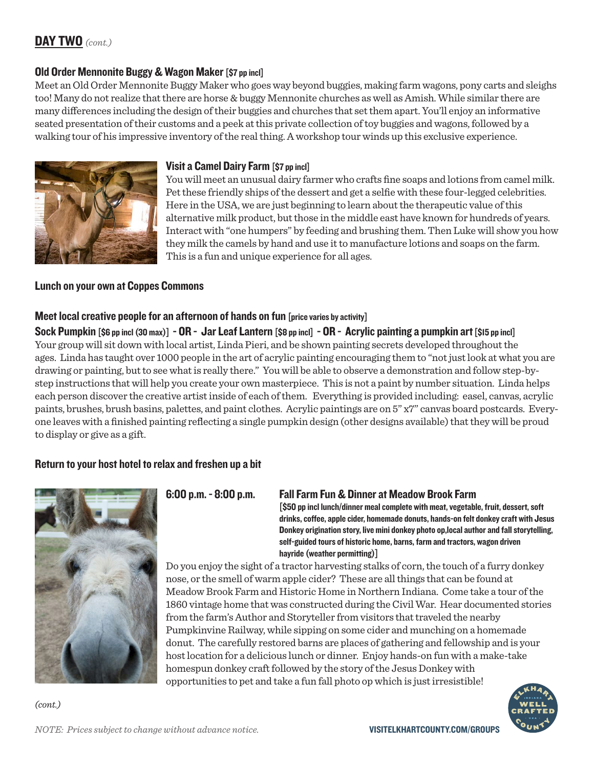## DAY TWO *(cont.)*

### Old Order Mennonite Buggy & Wagon Maker [$7 pp incl]

Meet an Old Order Mennonite Buggy Maker who goes way beyond buggies, making farm wagons, pony carts and sleighs too! Many do not realize that there are horse & buggy Mennonite churches as well as Amish. While similar there are many differences including the design of their buggies and churches that set them apart. You'll enjoy an informative seated presentation of their customs and a peek at this private collection of toy buggies and wagons, followed by a walking tour of his impressive inventory of the real thing. A workshop tour winds up this exclusive experience.

### Visit a Camel Dairy Farm [$7 pp incl]

You will meet an unusual dairy farmer who crafts fine soaps and lotions from camel milk. Pet these friendly ships of the dessert and get a selfie with these four-legged celebrities. Here in the USA, we are just beginning to learn about the therapeutic value of this alternative milk product, but those in the middle east have known for hundreds of years. Interact with "one humpers" by feeding and brushing them. Then Luke will show you how they milk the camels by hand and use it to manufacture lotions and soaps on the farm. This is a fun and unique experience for all ages.

### Lunch on your own at Coppes Commons

### Meet local creative people for an afternoon of hands on fun [price varies by activity]

**Sock Pumpkin [$6 pp incl (30 max)] - OR - Jar Leaf Lantern [$8 pp incl] - OR - Acrylic painting a pumpkin art [$15 pp incl]**

Your group will sit down with local artist, Linda Pieri, and be shown painting secrets developed throughout the ages. Linda has taught over 1000 people in the art of acrylic painting encouraging them to "not just look at what you are drawing or painting, but to see what is really there." You will be able to observe a demonstration and follow step-by-step instructions that will help you create your own masterpiece. This is not a paint by number situation. Linda helps each person discover the creative artist inside of each of them. Everything is provided including: easel, canvas, acrylic paints, brushes, brush basins, palettes, and paint clothes. Acrylic paintings are on 5" x7" canvas board postcards. Everyone leaves with a finished painting reflecting a single pumpkin design (other designs available) that they will be proud to display or give as a gift.

### Return to your host hotel to relax and freshen up a bit

### 6:00 p.m. - 8:00 p.m. Fall Farm Fun & Dinner at Meadow Brook Farm

**[$50 pp incl lunch/dinner meal complete with meat, vegetable, fruit, dessert, soft drinks, coffee, apple cider, homemade donuts, hands-on felt donkey craft with Jesus Donkey origination story, live mini donkey photo op, local author and fall storytelling, self-guided tours of historic home, barns, farm and tractors, wagon driven hayride (weather permitting)]**

Do you enjoy the sight of a tractor harvesting stalks of corn, the touch of a furry donkey nose, or the smell of warm apple cider? These are all things that can be found at Meadow Brook Farm and Historic Home in Northern Indiana. Come take a tour of the 1860 vintage home that was constructed during the Civil War. Hear documented stories from the farm's Author and Storyteller from visitors that traveled the nearby Pumpkinvine Railway, while sipping on some cider and munching on a homemade donut. The carefully restored barns are places of gathering and fellowship and is your host location for a delicious lunch or dinner. Enjoy hands-on fun with a make-take homespun donkey craft followed by the story of the Jesus Donkey with opportunities to pet and take a fun fall photo op which is just irresistible!

*(cont.)*

*NOTE: Prices subject to change without advance notice.*

VISITELKHARTCOUNTY.COM/GROUPS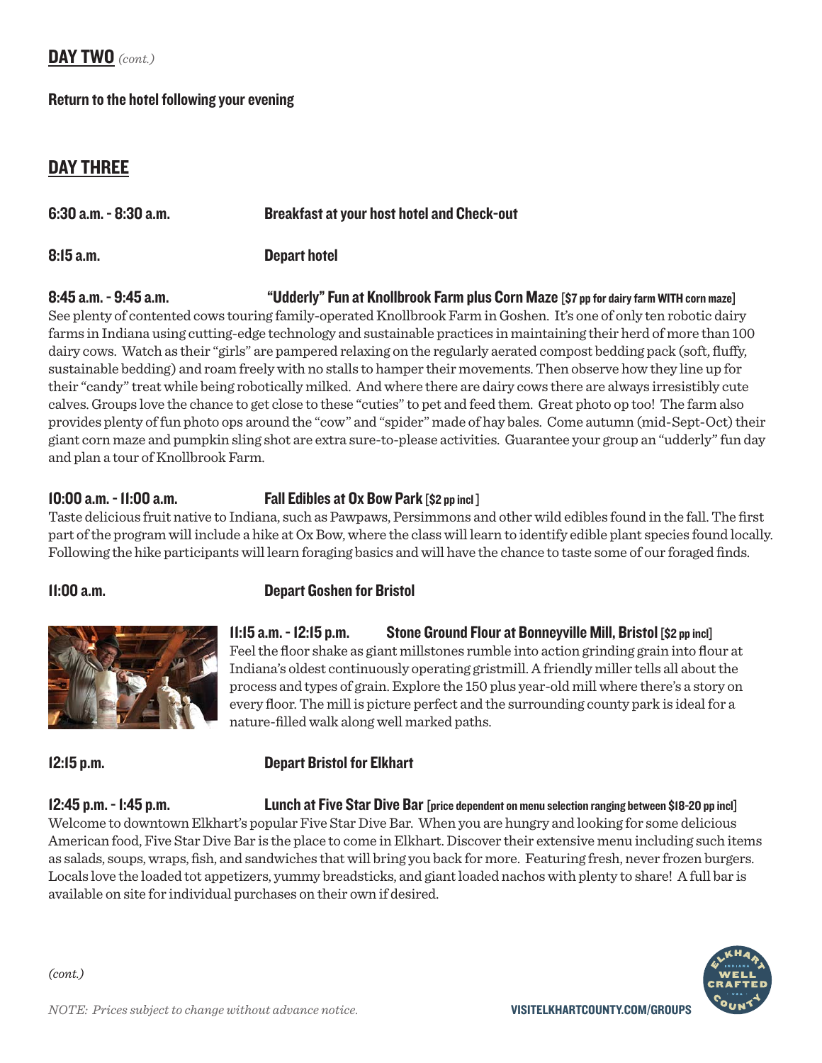## DAY TWO *(cont.)*

**Return to the hotel following your evening**

## DAY THREE

**6:30 a.m. - 8:30 a.m.** **Breakfast at your host hotel and Check-out**

**8:15 a.m.** **Depart hotel**

**8:45 a.m. - 9:45 a.m.** **"Udderly" Fun at Knollbrook Farm plus Corn Maze** **[$7 pp for dairy farm WITH corn maze]**
See plenty of contented cows touring family-operated Knollbrook Farm in Goshen. It's one of only ten robotic dairy farms in Indiana using cutting-edge technology and sustainable practices in maintaining their herd of more than 100 dairy cows. Watch as their "girls" are pampered relaxing on the regularly aerated compost bedding pack (soft, fluffy, sustainable bedding) and roam freely with no stalls to hamper their movements. Then observe how they line up for their "candy" treat while being robotically milked. And where there are dairy cows there are always irresistibly cute calves. Groups love the chance to get close to these "cuties" to pet and feed them. Great photo op too! The farm also provides plenty of fun photo ops around the "cow" and "spider" made of hay bales. Come autumn (mid-Sept-Oct) their giant corn maze and pumpkin sling shot are extra sure-to-please activities. Guarantee your group an "udderly" fun day and plan a tour of Knollbrook Farm.

**10:00 a.m. - 11:00 a.m.** **Fall Edibles at Ox Bow Park** **[$2 pp incl ]**
Taste delicious fruit native to Indiana, such as Pawpaws, Persimmons and other wild edibles found in the fall. The first part of the program will include a hike at Ox Bow, where the class will learn to identify edible plant species found locally. Following the hike participants will learn foraging basics and will have the chance to taste some of our foraged finds.

**11:00 a.m.** **Depart Goshen for Bristol**

**11:15 a.m. - 12:15 p.m.** **Stone Ground Flour at Bonneyville Mill, Bristol** **[$2 pp incl]**
Feel the floor shake as giant millstones rumble into action grinding grain into flour at Indiana's oldest continuously operating gristmill. A friendly miller tells all about the process and types of grain. Explore the 150 plus year-old mill where there's a story on every floor. The mill is picture perfect and the surrounding county park is ideal for a nature-filled walk along well marked paths.

**12:15 p.m.** **Depart Bristol for Elkhart**

**12:45 p.m. - 1:45 p.m.** **Lunch at Five Star Dive Bar** **[price dependent on menu selection ranging between $18-20 pp incl]**
Welcome to downtown Elkhart's popular Five Star Dive Bar. When you are hungry and looking for some delicious American food, Five Star Dive Bar is the place to come in Elkhart. Discover their extensive menu including such items as salads, soups, wraps, fish, and sandwiches that will bring you back for more. Featuring fresh, never frozen burgers. Locals love the loaded tot appetizers, yummy breadsticks, and giant loaded nachos with plenty to share! A full bar is available on site for individual purchases on their own if desired.

*(cont.)*

*NOTE: Prices subject to change without advance notice.*

**VISITELKHARTCOUNTY.COM/GROUPS**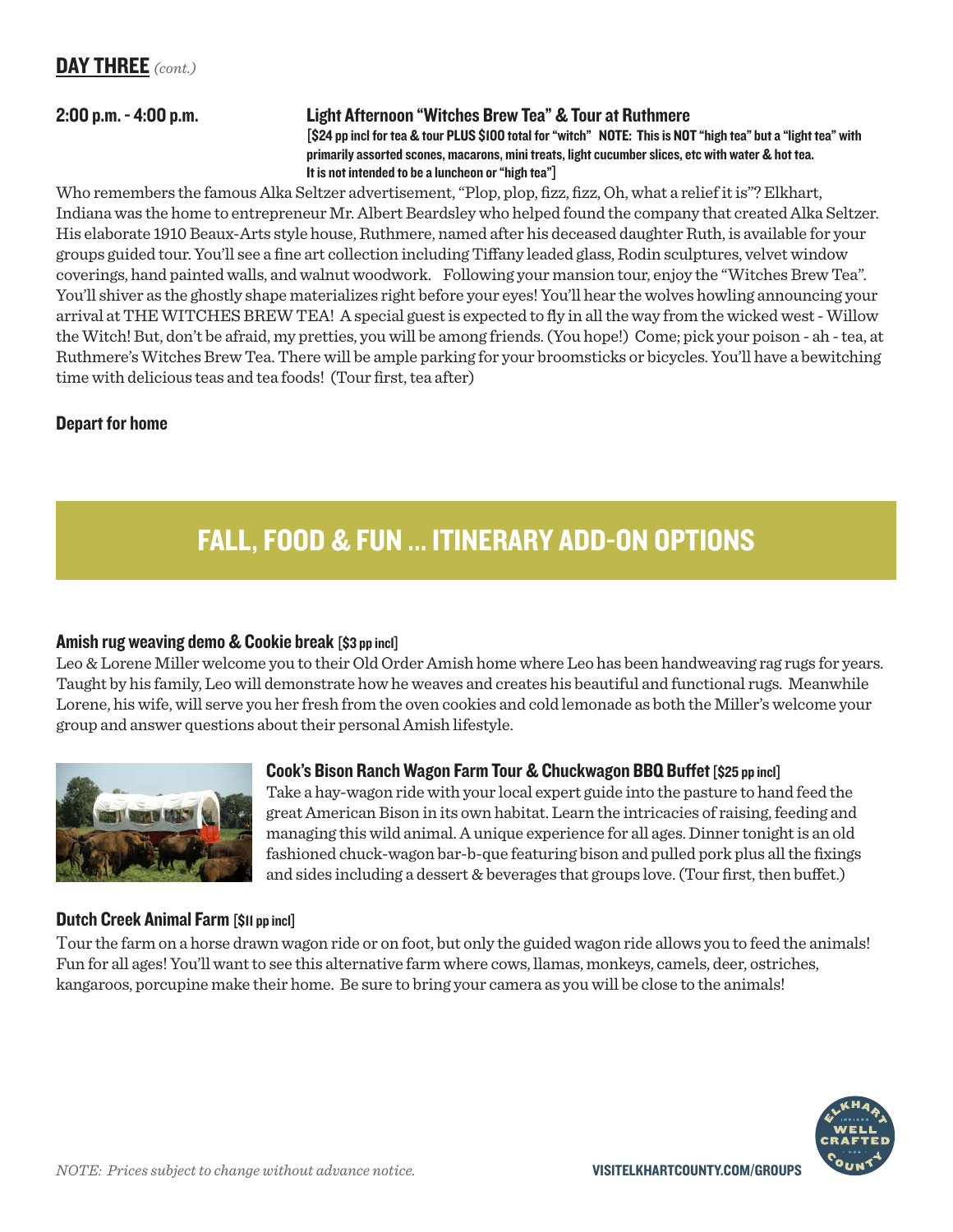## DAY THREE *(cont.)*

**2:00 p.m. - 4:00 p.m.**

**Light Afternoon "Witches Brew Tea" & Tour at Ruthmere**

**[$24 pp incl for tea & tour PLUS $100 total for "witch" NOTE: This is NOT "high tea" but a "light tea" with primarily assorted scones, macarons, mini treats, light cucumber slices, etc with water & hot tea. It is not intended to be a luncheon or "high tea"]**

Who remembers the famous Alka Seltzer advertisement, "Plop, plop, fizz, fizz, Oh, what a relief it is"? Elkhart, Indiana was the home to entrepreneur Mr. Albert Beardsley who helped found the company that created Alka Seltzer. His elaborate 1910 Beaux-Arts style house, Ruthmere, named after his deceased daughter Ruth, is available for your groups guided tour. You'll see a fine art collection including Tiffany leaded glass, Rodin sculptures, velvet window coverings, hand painted walls, and walnut woodwork. Following your mansion tour, enjoy the "Witches Brew Tea". You'll shiver as the ghostly shape materializes right before your eyes! You'll hear the wolves howling announcing your arrival at THE WITCHES BREW TEA! A special guest is expected to fly in all the way from the wicked west - Willow the Witch! But, don't be afraid, my pretties, you will be among friends. (You hope!) Come; pick your poison - ah - tea, at Ruthmere's Witches Brew Tea. There will be ample parking for your broomsticks or bicycles. You'll have a bewitching time with delicious teas and tea foods! (Tour first, tea after)

**Depart for home**

## FALL, FOOD & FUN ... ITINERARY ADD-ON OPTIONS

### Amish rug weaving demo & Cookie break [$3 pp incl]

Leo & Lorene Miller welcome you to their Old Order Amish home where Leo has been handweaving rag rugs for years. Taught by his family, Leo will demonstrate how he weaves and creates his beautiful and functional rugs. Meanwhile Lorene, his wife, will serve you her fresh from the oven cookies and cold lemonade as both the Miller's welcome your group and answer questions about their personal Amish lifestyle.

### Cook's Bison Ranch Wagon Farm Tour & Chuckwagon BBQ Buffet [$25 pp incl]

Take a hay-wagon ride with your local expert guide into the pasture to hand feed the great American Bison in its own habitat. Learn the intricacies of raising, feeding and managing this wild animal. A unique experience for all ages. Dinner tonight is an old fashioned chuck-wagon bar-b-que featuring bison and pulled pork plus all the fixings and sides including a dessert & beverages that groups love. (Tour first, then buffet.)

### Dutch Creek Animal Farm [$11 pp incl]

Tour the farm on a horse drawn wagon ride or on foot, but only the guided wagon ride allows you to feed the animals! Fun for all ages! You'll want to see this alternative farm where cows, llamas, monkeys, camels, deer, ostriches, kangaroos, porcupine make their home. Be sure to bring your camera as you will be close to the animals!

*NOTE: Prices subject to change without advance notice.*

VISITELKHARTCOUNTY.COM/GROUPS